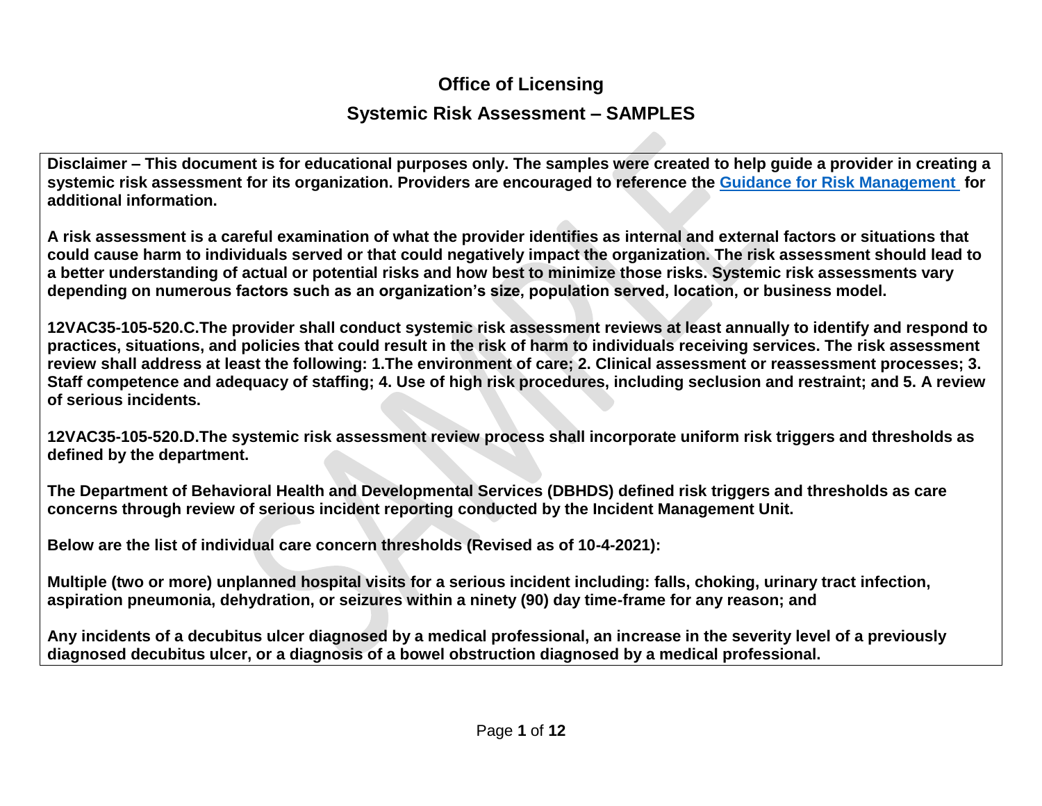# Office of Licensing

## Systemic Risk Assessment – SAMPLES

**Disclaimer – This document is for educational purposes only. The samples were created to help guide a provider in creating a systemic risk assessment for its organization. Providers are encouraged to reference the [Guidance for Risk Management](Guidance for Risk Management) for additional information.**

**A risk assessment is a careful examination of what the provider identifies as internal and external factors or situations that could cause harm to individuals served or that could negatively impact the organization. The risk assessment should lead to a better understanding of actual or potential risks and how best to minimize those risks. Systemic risk assessments vary depending on numerous factors such as an organization's size, population served, location, or business model.**

**12VAC35-105-520.C.The provider shall conduct systemic risk assessment reviews at least annually to identify and respond to practices, situations, and policies that could result in the risk of harm to individuals receiving services. The risk assessment review shall address at least the following: 1.The environment of care; 2. Clinical assessment or reassessment processes; 3. Staff competence and adequacy of staffing; 4. Use of high risk procedures, including seclusion and restraint; and 5. A review of serious incidents.**

**12VAC35-105-520.D.The systemic risk assessment review process shall incorporate uniform risk triggers and thresholds as defined by the department.**

**The Department of Behavioral Health and Developmental Services (DBHDS) defined risk triggers and thresholds as care concerns through review of serious incident reporting conducted by the Incident Management Unit.**

**Below are the list of individual care concern thresholds (Revised as of 10-4-2021):**

**Multiple (two or more) unplanned hospital visits for a serious incident including: falls, choking, urinary tract infection, aspiration pneumonia, dehydration, or seizures within a ninety (90) day time-frame for any reason; and**

**Any incidents of a decubitus ulcer diagnosed by a medical professional, an increase in the severity level of a previously diagnosed decubitus ulcer, or a diagnosis of a bowel obstruction diagnosed by a medical professional.**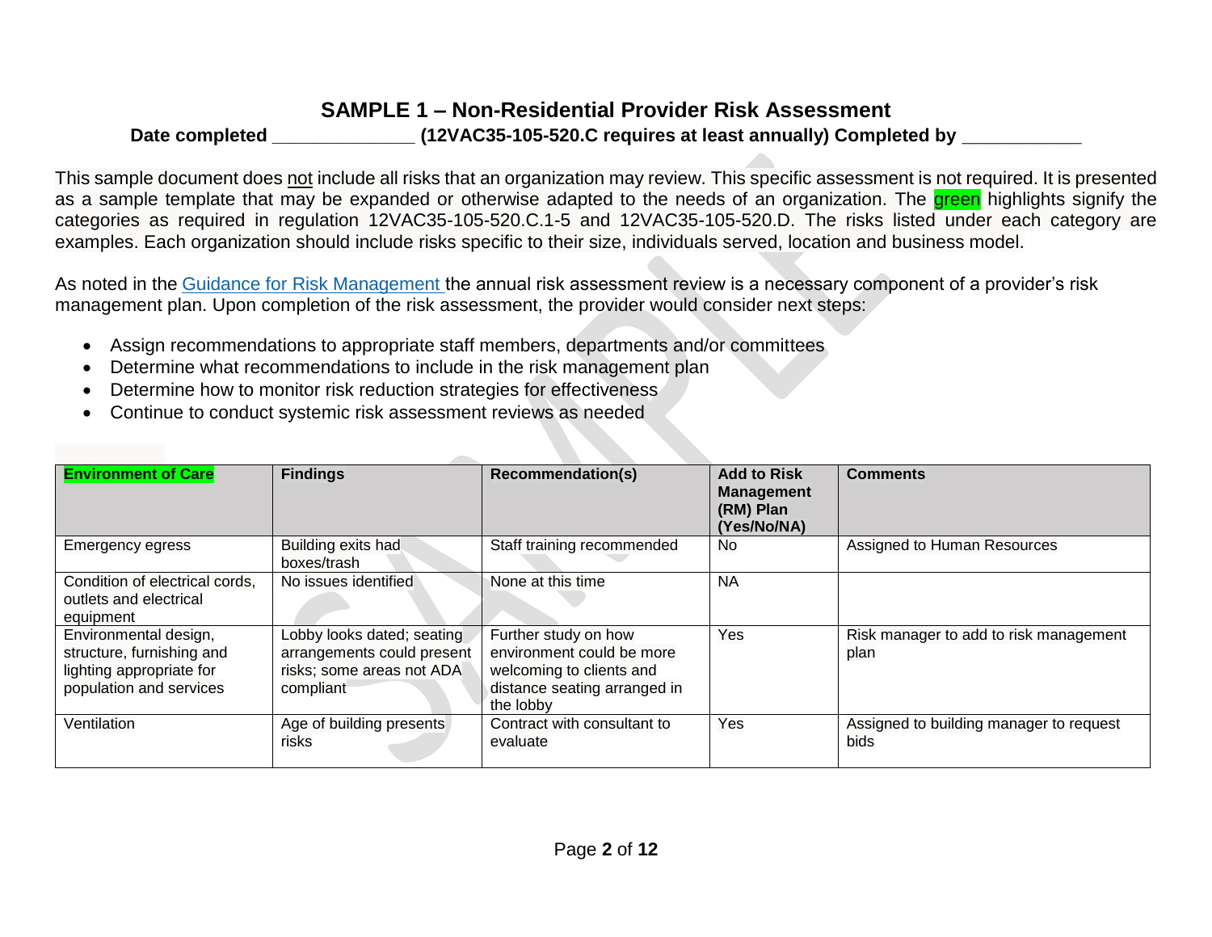# SAMPLE 1 – Non-Residential Provider Risk Assessment

**Date completed ______________ (12VAC35-105-520.C requires at least annually) Completed by ____________**

This sample document does not include all risks that an organization may review. This specific assessment is not required. It is presented as a sample template that may be expanded or otherwise adapted to the needs of an organization. The green highlights signify the categories as required in regulation 12VAC35-105-520.C.1-5 and 12VAC35-105-520.D. The risks listed under each category are examples. Each organization should include risks specific to their size, individuals served, location and business model.

As noted in the Guidance for Risk Management the annual risk assessment review is a necessary component of a provider's risk management plan. Upon completion of the risk assessment, the provider would consider next steps:

- Assign recommendations to appropriate staff members, departments and/or committees
- Determine what recommendations to include in the risk management plan
- Determine how to monitor risk reduction strategies for effectiveness
- Continue to conduct systemic risk assessment reviews as needed

| **Environment of Care** | **Findings** | **Recommendation(s)** | **Add to Risk Management (RM) Plan (Yes/No/NA)** | **Comments** |
|---|---|---|---|---|
| Emergency egress | Building exits had boxes/trash | Staff training recommended | No | Assigned to Human Resources |
| Condition of electrical cords, outlets and electrical equipment | No issues identified | None at this time | NA | |
| Environmental design, structure, furnishing and lighting appropriate for population and services | Lobby looks dated; seating arrangements could present risks; some areas not ADA compliant | Further study on how environment could be more welcoming to clients and distance seating arranged in the lobby | Yes | Risk manager to add to risk management plan |
| Ventilation | Age of building presents risks | Contract with consultant to evaluate | Yes | Assigned to building manager to request bids |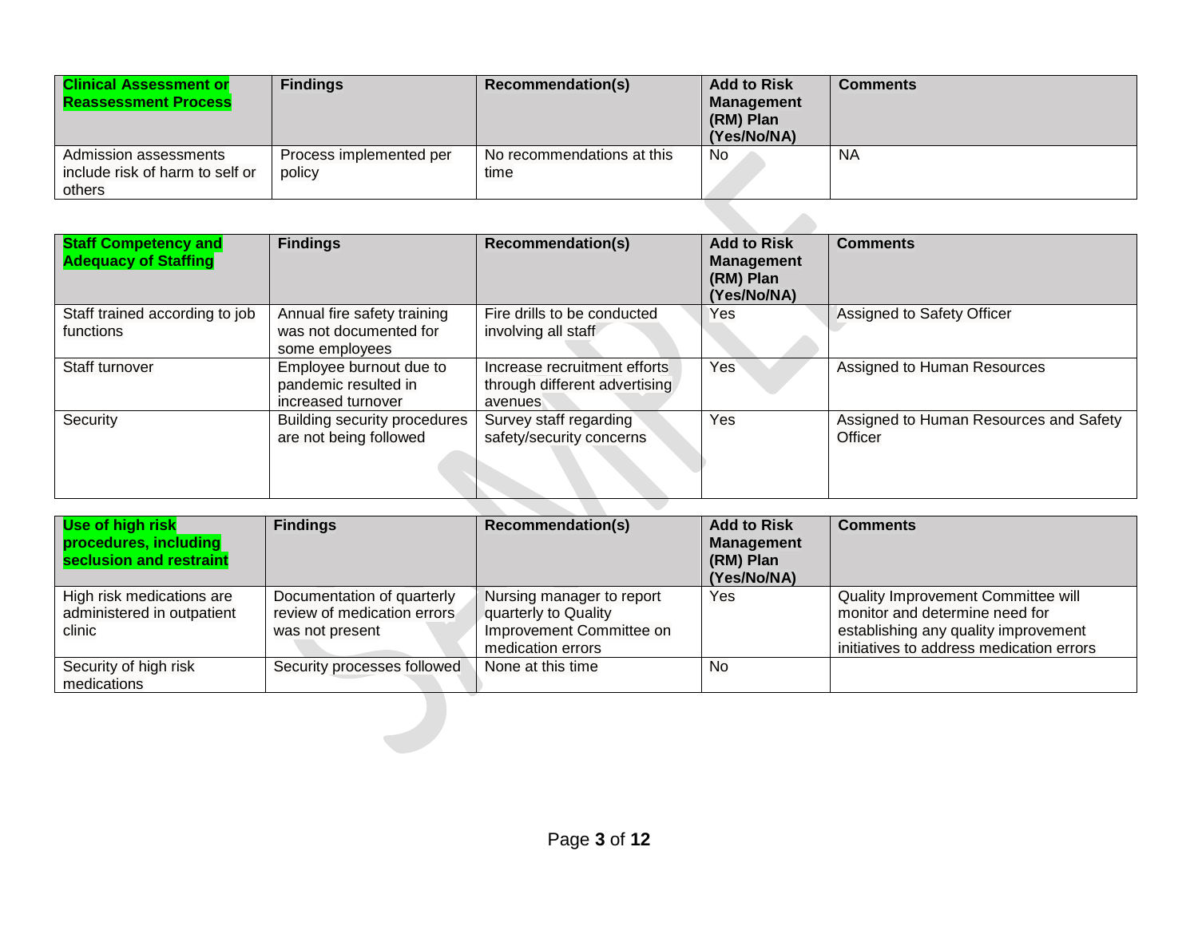| **Clinical Assessment or Reassessment Process** | **Findings** | **Recommendation(s)** | **Add to Risk Management (RM) Plan (Yes/No/NA)** | **Comments** |
|---|---|---|---|---|
| Admission assessments include risk of harm to self or others | Process implemented per policy | No recommendations at this time | No | NA |

| **Staff Competency and Adequacy of Staffing** | **Findings** | **Recommendation(s)** | **Add to Risk Management (RM) Plan (Yes/No/NA)** | **Comments** |
|---|---|---|---|---|
| Staff trained according to job functions | Annual fire safety training was not documented for some employees | Fire drills to be conducted involving all staff | Yes | Assigned to Safety Officer |
| Staff turnover | Employee burnout due to pandemic resulted in increased turnover | Increase recruitment efforts through different advertising avenues | Yes | Assigned to Human Resources |
| Security | Building security procedures are not being followed | Survey staff regarding safety/security concerns | Yes | Assigned to Human Resources and Safety Officer |

| **Use of high risk procedures, including seclusion and restraint** | **Findings** | **Recommendation(s)** | **Add to Risk Management (RM) Plan (Yes/No/NA)** | **Comments** |
|---|---|---|---|---|
| High risk medications are administered in outpatient clinic | Documentation of quarterly review of medication errors was not present | Nursing manager to report quarterly to Quality Improvement Committee on medication errors | Yes | Quality Improvement Committee will monitor and determine need for establishing any quality improvement initiatives to address medication errors |
| Security of high risk medications | Security processes followed | None at this time | No | |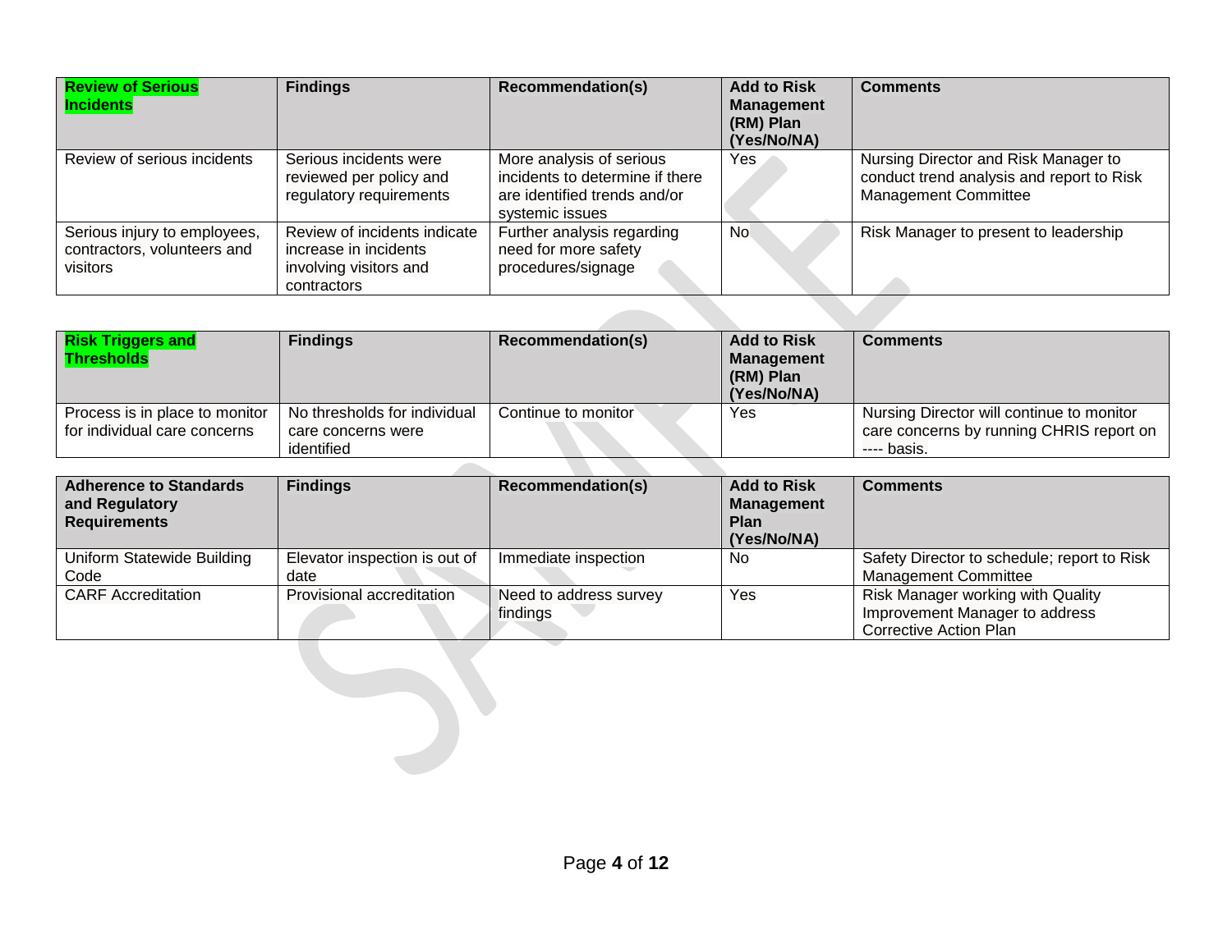| Review of Serious Incidents | Findings | Recommendation(s) | Add to Risk Management (RM) Plan (Yes/No/NA) | Comments |
|---|---|---|---|---|
| Review of serious incidents | Serious incidents were reviewed per policy and regulatory requirements | More analysis of serious incidents to determine if there are identified trends and/or systemic issues | Yes | Nursing Director and Risk Manager to conduct trend analysis and report to Risk Management Committee |
| Serious injury to employees, contractors, volunteers and visitors | Review of incidents indicate increase in incidents involving visitors and contractors | Further analysis regarding need for more safety procedures/signage | No | Risk Manager to present to leadership |

| Risk Triggers and Thresholds | Findings | Recommendation(s) | Add to Risk Management (RM) Plan (Yes/No/NA) | Comments |
|---|---|---|---|---|
| Process is in place to monitor for individual care concerns | No thresholds for individual care concerns were identified | Continue to monitor | Yes | Nursing Director will continue to monitor care concerns by running CHRIS report on ---- basis. |

| Adherence to Standards and Regulatory Requirements | Findings | Recommendation(s) | Add to Risk Management Plan (Yes/No/NA) | Comments |
|---|---|---|---|---|
| Uniform Statewide Building Code | Elevator inspection is out of date | Immediate inspection | No | Safety Director to schedule; report to Risk Management Committee |
| CARF Accreditation | Provisional accreditation | Need to address survey findings | Yes | Risk Manager working with Quality Improvement Manager to address Corrective Action Plan |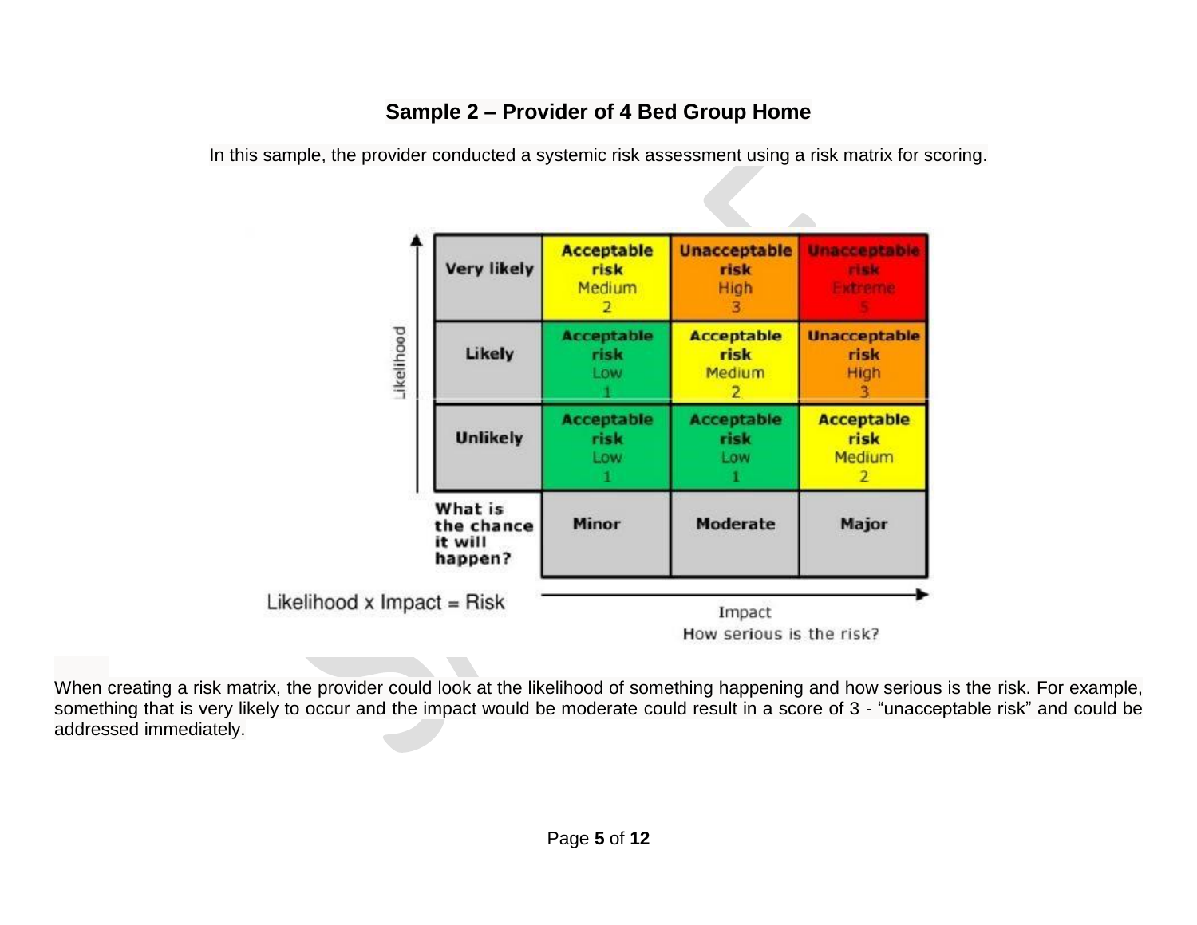## Sample 2 – Provider of 4 Bed Group Home

In this sample, the provider conducted a systemic risk assessment using a risk matrix for scoring.

| Likelihood | | | |
|---|---|---|---|
| **Very likely** | **Acceptable risk** Medium 2 | **Unacceptable risk** High 3 | **Unacceptable risk** Extreme 5 |
| **Likely** | **Acceptable risk** Low 1 | **Acceptable risk** Medium 2 | **Unacceptable risk** High 3 |
| **Unlikely** | **Acceptable risk** Low 1 | **Acceptable risk** Low 1 | **Acceptable risk** Medium 2 |
| **What is the chance it will happen?** | **Minor** | **Moderate** | **Major** |

Likelihood x Impact = Risk

Impact
How serious is the risk?

When creating a risk matrix, the provider could look at the likelihood of something happening and how serious is the risk. For example, something that is very likely to occur and the impact would be moderate could result in a score of 3 - "unacceptable risk" and could be addressed immediately.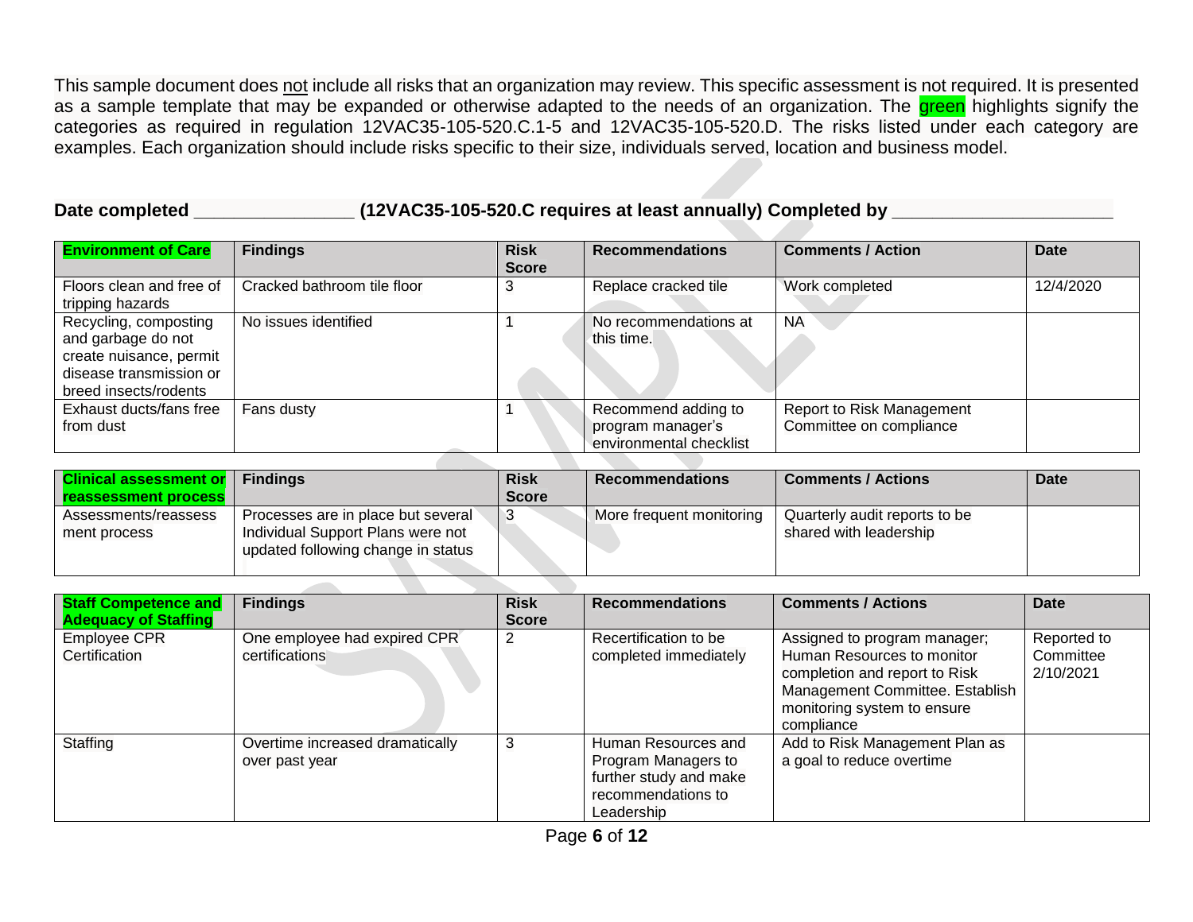This sample document does not include all risks that an organization may review. This specific assessment is not required. It is presented as a sample template that may be expanded or otherwise adapted to the needs of an organization. The green highlights signify the categories as required in regulation 12VAC35-105-520.C.1-5 and 12VAC35-105-520.D. The risks listed under each category are examples. Each organization should include risks specific to their size, individuals served, location and business model.

**Date completed _______________ (12VAC35-105-520.C requires at least annually) Completed by _____________________**

| **Environment of Care** | **Findings** | **Risk Score** | **Recommendations** | **Comments / Action** | **Date** |
|---|---|---|---|---|---|
| Floors clean and free of tripping hazards | Cracked bathroom tile floor | 3 | Replace cracked tile | Work completed | 12/4/2020 |
| Recycling, composting and garbage do not create nuisance, permit disease transmission or breed insects/rodents | No issues identified | 1 | No recommendations at this time. | NA | |
| Exhaust ducts/fans free from dust | Fans dusty | 1 | Recommend adding to program manager's environmental checklist | Report to Risk Management Committee on compliance | |

| **Clinical assessment or reassessment process** | **Findings** | **Risk Score** | **Recommendations** | **Comments / Actions** | **Date** |
|---|---|---|---|---|---|
| Assessments/reassessment process | Processes are in place but several Individual Support Plans were not updated following change in status | 3 | More frequent monitoring | Quarterly audit reports to be shared with leadership | |

| **Staff Competence and Adequacy of Staffing** | **Findings** | **Risk Score** | **Recommendations** | **Comments / Actions** | **Date** |
|---|---|---|---|---|---|
| Employee CPR Certification | One employee had expired CPR certifications | 2 | Recertification to be completed immediately | Assigned to program manager; Human Resources to monitor completion and report to Risk Management Committee. Establish monitoring system to ensure compliance | Reported to Committee 2/10/2021 |
| Staffing | Overtime increased dramatically over past year | 3 | Human Resources and Program Managers to further study and make recommendations to Leadership | Add to Risk Management Plan as a goal to reduce overtime | |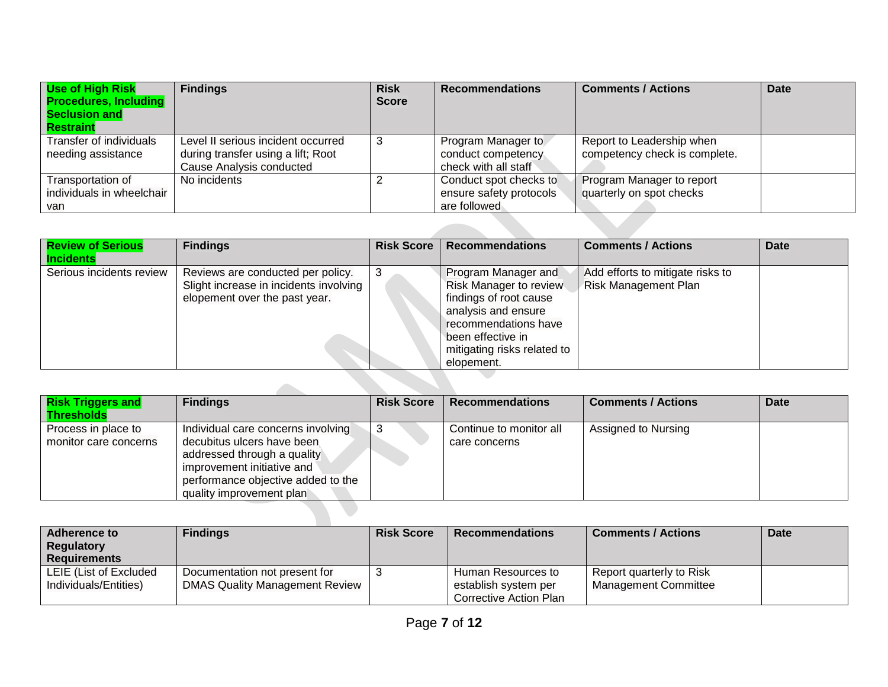| **Use of High Risk Procedures, Including Seclusion and Restraint** | **Findings** | **Risk Score** | **Recommendations** | **Comments / Actions** | **Date** |
|---|---|---|---|---|---|
| Transfer of individuals needing assistance | Level II serious incident occurred during transfer using a lift; Root Cause Analysis conducted | 3 | Program Manager to conduct competency check with all staff | Report to Leadership when competency check is complete. | |
| Transportation of individuals in wheelchair van | No incidents | 2 | Conduct spot checks to ensure safety protocols are followed | Program Manager to report quarterly on spot checks | |

| **Review of Serious Incidents** | **Findings** | **Risk Score** | **Recommendations** | **Comments / Actions** | **Date** |
|---|---|---|---|---|---|
| Serious incidents review | Reviews are conducted per policy. Slight increase in incidents involving elopement over the past year. | 3 | Program Manager and Risk Manager to review findings of root cause analysis and ensure recommendations have been effective in mitigating risks related to elopement. | Add efforts to mitigate risks to Risk Management Plan | |

| **Risk Triggers and Thresholds** | **Findings** | **Risk Score** | **Recommendations** | **Comments / Actions** | **Date** |
|---|---|---|---|---|---|
| Process in place to monitor care concerns | Individual care concerns involving decubitus ulcers have been addressed through a quality improvement initiative and performance objective added to the quality improvement plan | 3 | Continue to monitor all care concerns | Assigned to Nursing | |

| **Adherence to Regulatory Requirements** | **Findings** | **Risk Score** | **Recommendations** | **Comments / Actions** | **Date** |
|---|---|---|---|---|---|
| LEIE (List of Excluded Individuals/Entities) | Documentation not present for DMAS Quality Management Review | 3 | Human Resources to establish system per Corrective Action Plan | Report quarterly to Risk Management Committee | |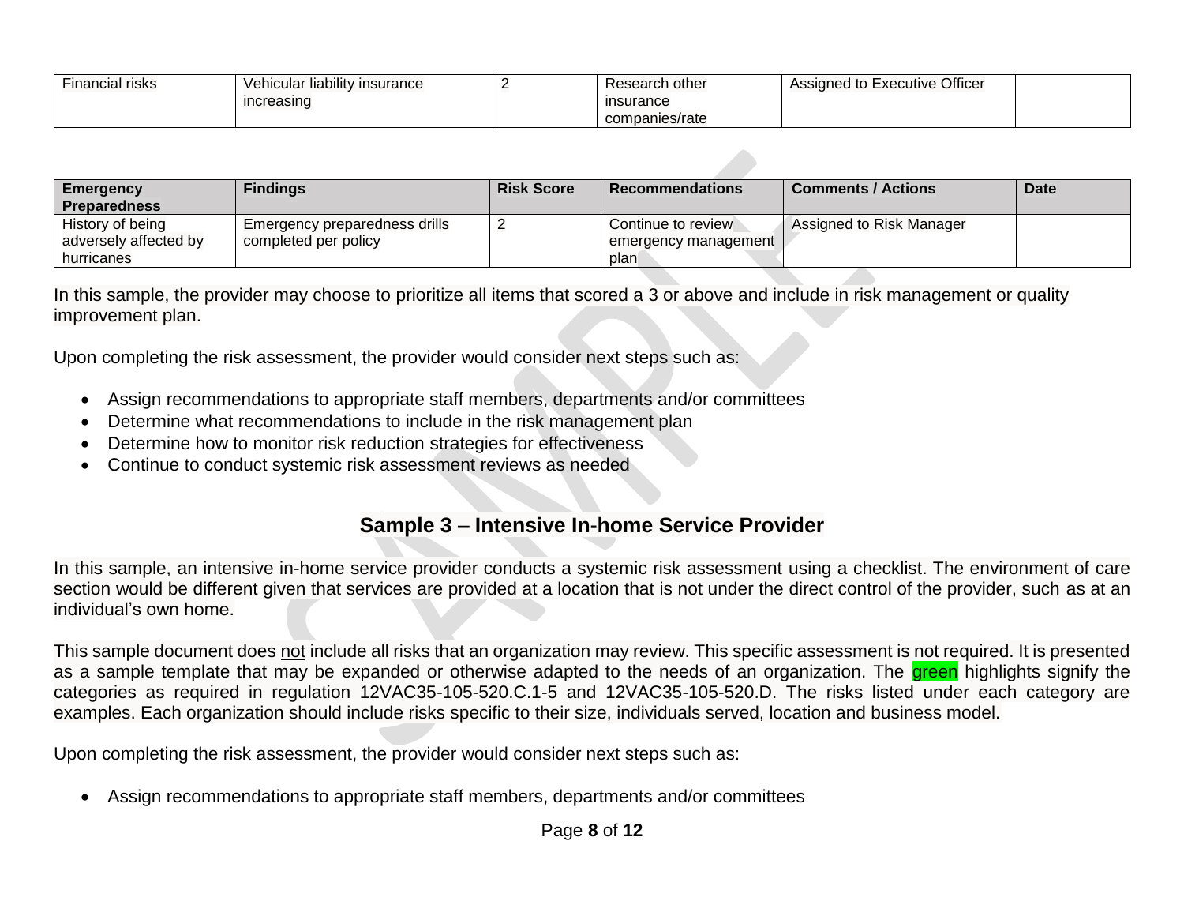| Financial risks | Vehicular liability insurance increasing | 2 | Research other insurance companies/rate | Assigned to Executive Officer | |
|---|---|---|---|---|---|

| Emergency Preparedness | Findings | Risk Score | Recommendations | Comments / Actions | Date |
|---|---|---|---|---|---|
| History of being adversely affected by hurricanes | Emergency preparedness drills completed per policy | 2 | Continue to review emergency management plan | Assigned to Risk Manager | |

In this sample, the provider may choose to prioritize all items that scored a 3 or above and include in risk management or quality improvement plan.

Upon completing the risk assessment, the provider would consider next steps such as:

- Assign recommendations to appropriate staff members, departments and/or committees
- Determine what recommendations to include in the risk management plan
- Determine how to monitor risk reduction strategies for effectiveness
- Continue to conduct systemic risk assessment reviews as needed

## Sample 3 – Intensive In-home Service Provider

In this sample, an intensive in-home service provider conducts a systemic risk assessment using a checklist. The environment of care section would be different given that services are provided at a location that is not under the direct control of the provider, such as at an individual's own home.

This sample document does not include all risks that an organization may review. This specific assessment is not required. It is presented as a sample template that may be expanded or otherwise adapted to the needs of an organization. The green highlights signify the categories as required in regulation 12VAC35-105-520.C.1-5 and 12VAC35-105-520.D. The risks listed under each category are examples. Each organization should include risks specific to their size, individuals served, location and business model.

Upon completing the risk assessment, the provider would consider next steps such as:

- Assign recommendations to appropriate staff members, departments and/or committees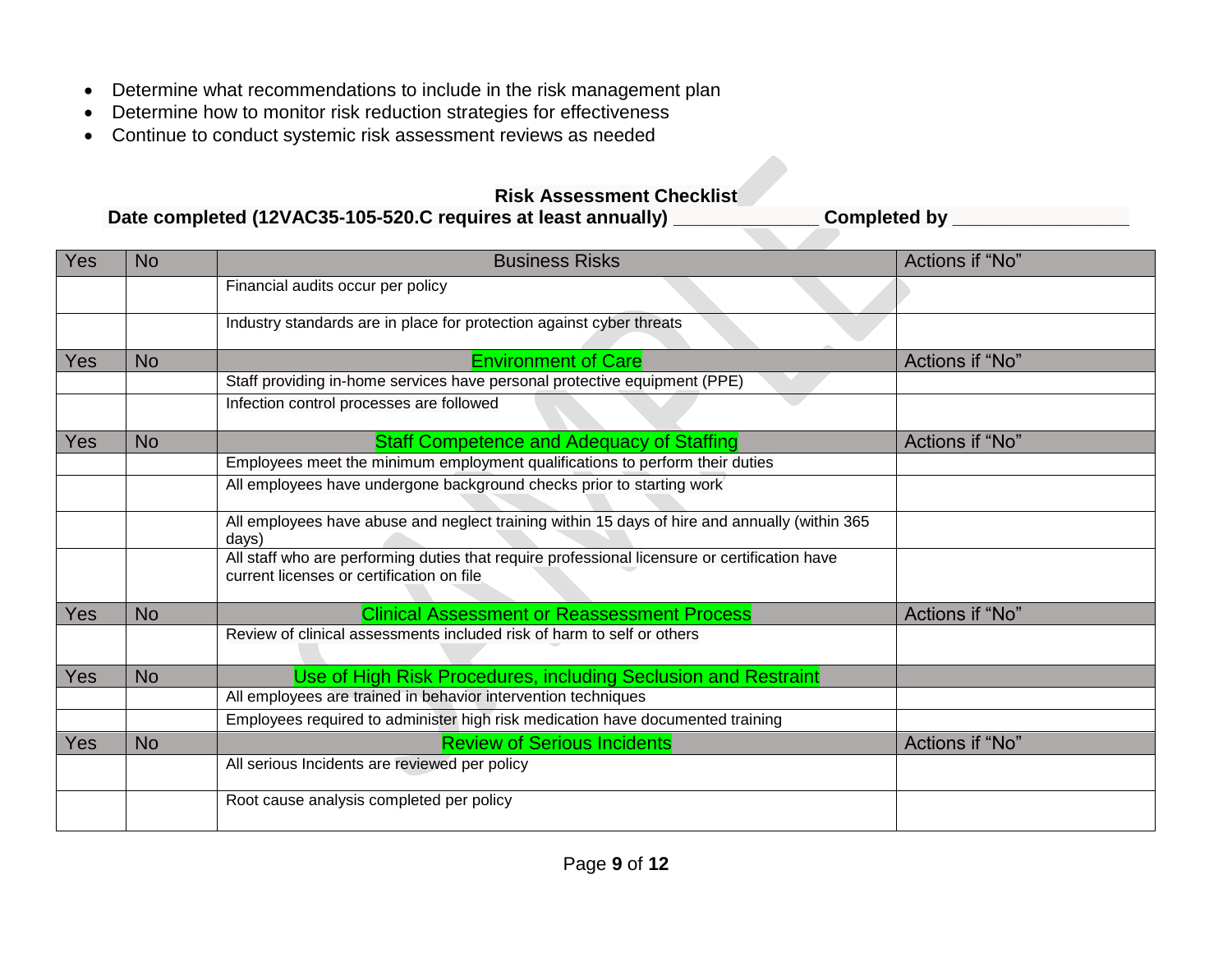- Determine what recommendations to include in the risk management plan
- Determine how to monitor risk reduction strategies for effectiveness
- Continue to conduct systemic risk assessment reviews as needed

**Risk Assessment Checklist**

**Date completed (12VAC35-105-520.C requires at least annually) ______________ Completed by _________________**

| Yes | No | Business Risks | Actions if "No" |
|---|---|---|---|
| | | Financial audits occur per policy | |
| | | Industry standards are in place for protection against cyber threats | |
| **Yes** | **No** | **Environment of Care** | **Actions if "No"** |
| | | Staff providing in-home services have personal protective equipment (PPE) | |
| | | Infection control processes are followed | |
| **Yes** | **No** | **Staff Competence and Adequacy of Staffing** | **Actions if "No"** |
| | | Employees meet the minimum employment qualifications to perform their duties | |
| | | All employees have undergone background checks prior to starting work | |
| | | All employees have abuse and neglect training within 15 days of hire and annually (within 365 days) | |
| | | All staff who are performing duties that require professional licensure or certification have current licenses or certification on file | |
| **Yes** | **No** | **Clinical Assessment or Reassessment Process** | **Actions if "No"** |
| | | Review of clinical assessments included risk of harm to self or others | |
| **Yes** | **No** | **Use of High Risk Procedures, including Seclusion and Restraint** | |
| | | All employees are trained in behavior intervention techniques | |
| | | Employees required to administer high risk medication have documented training | |
| **Yes** | **No** | **Review of Serious Incidents** | **Actions if "No"** |
| | | All serious Incidents are reviewed per policy | |
| | | Root cause analysis completed per policy | |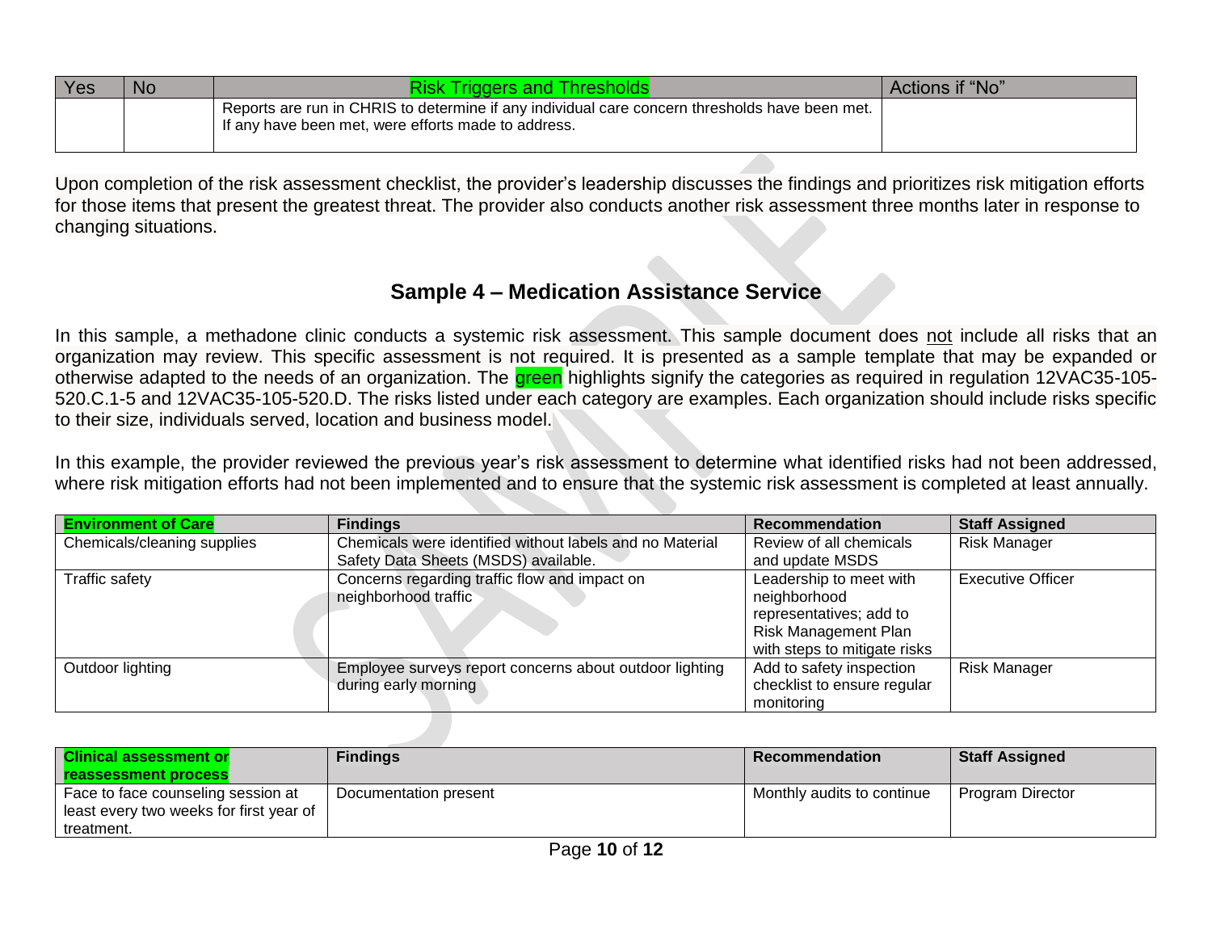| Yes | No | Risk Triggers and Thresholds | Actions if "No" |
|---|---|---|---|
| | | Reports are run in CHRIS to determine if any individual care concern thresholds have been met. If any have been met, were efforts made to address. | |

Upon completion of the risk assessment checklist, the provider's leadership discusses the findings and prioritizes risk mitigation efforts for those items that present the greatest threat. The provider also conducts another risk assessment three months later in response to changing situations.

## Sample 4 – Medication Assistance Service

In this sample, a methadone clinic conducts a systemic risk assessment. This sample document does not include all risks that an organization may review. This specific assessment is not required. It is presented as a sample template that may be expanded or otherwise adapted to the needs of an organization. The green highlights signify the categories as required in regulation 12VAC35-105-520.C.1-5 and 12VAC35-105-520.D. The risks listed under each category are examples. Each organization should include risks specific to their size, individuals served, location and business model.

In this example, the provider reviewed the previous year's risk assessment to determine what identified risks had not been addressed, where risk mitigation efforts had not been implemented and to ensure that the systemic risk assessment is completed at least annually.

| **Environment of Care** | **Findings** | **Recommendation** | **Staff Assigned** |
|---|---|---|---|
| Chemicals/cleaning supplies | Chemicals were identified without labels and no Material Safety Data Sheets (MSDS) available. | Review of all chemicals and update MSDS | Risk Manager |
| Traffic safety | Concerns regarding traffic flow and impact on neighborhood traffic | Leadership to meet with neighborhood representatives; add to Risk Management Plan with steps to mitigate risks | Executive Officer |
| Outdoor lighting | Employee surveys report concerns about outdoor lighting during early morning | Add to safety inspection checklist to ensure regular monitoring | Risk Manager |

| **Clinical assessment or reassessment process** | **Findings** | **Recommendation** | **Staff Assigned** |
|---|---|---|---|
| Face to face counseling session at least every two weeks for first year of treatment. | Documentation present | Monthly audits to continue | Program Director |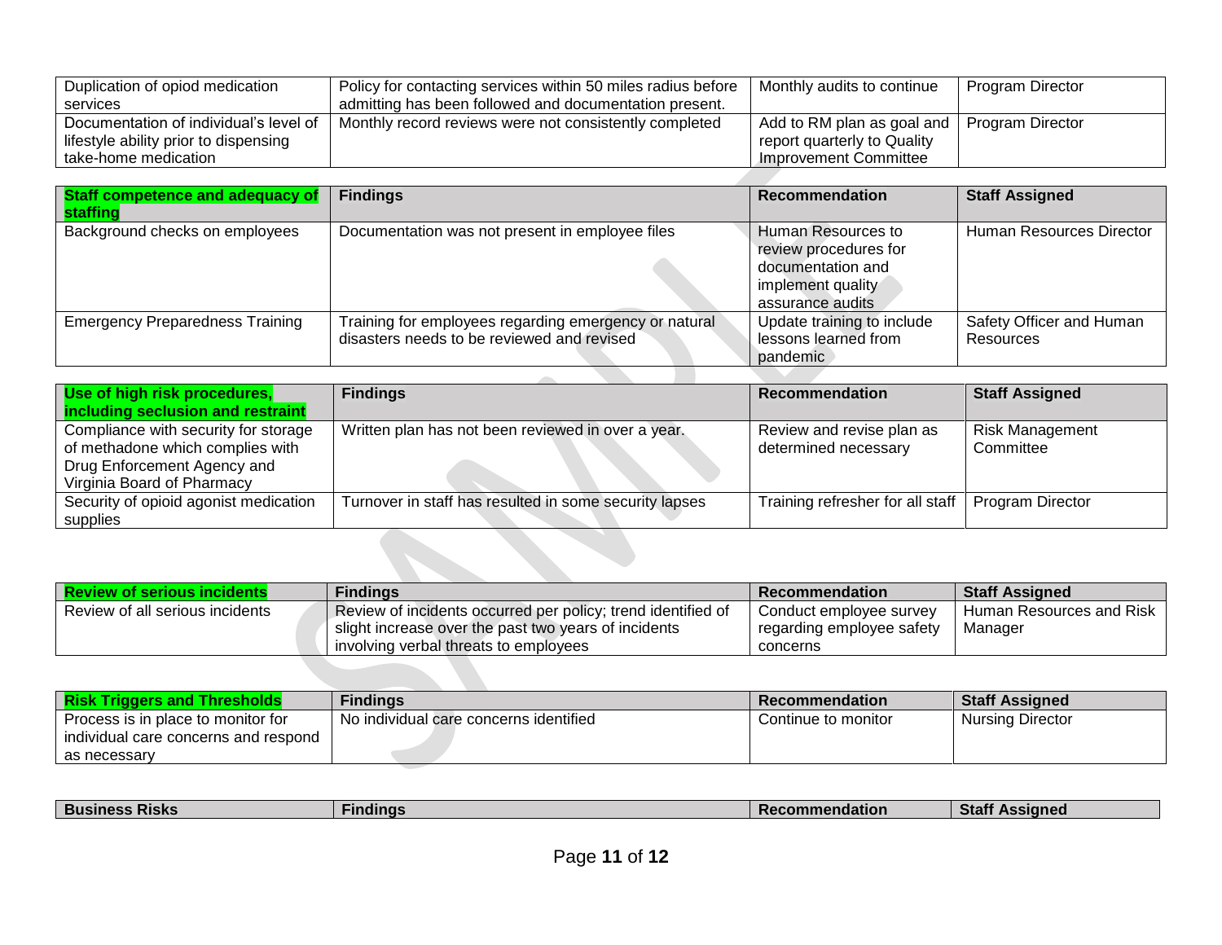| Duplication of opiod medication services | Policy for contacting services within 50 miles radius before admitting has been followed and documentation present. | Monthly audits to continue | Program Director |
|---|---|---|---|
| Documentation of individual's level of lifestyle ability prior to dispensing take-home medication | Monthly record reviews were not consistently completed | Add to RM plan as goal and report quarterly to Quality Improvement Committee | Program Director |

| **Staff competence and adequacy of staffing** | **Findings** | **Recommendation** | **Staff Assigned** |
|---|---|---|---|
| Background checks on employees | Documentation was not present in employee files | Human Resources to review procedures for documentation and implement quality assurance audits | Human Resources Director |
| Emergency Preparedness Training | Training for employees regarding emergency or natural disasters needs to be reviewed and revised | Update training to include lessons learned from pandemic | Safety Officer and Human Resources |

| **Use of high risk procedures, including seclusion and restraint** | **Findings** | **Recommendation** | **Staff Assigned** |
|---|---|---|---|
| Compliance with security for storage of methadone which complies with Drug Enforcement Agency and Virginia Board of Pharmacy | Written plan has not been reviewed in over a year. | Review and revise plan as determined necessary | Risk Management Committee |
| Security of opioid agonist medication supplies | Turnover in staff has resulted in some security lapses | Training refresher for all staff | Program Director |

| **Review of serious incidents** | **Findings** | **Recommendation** | **Staff Assigned** |
|---|---|---|---|
| Review of all serious incidents | Review of incidents occurred per policy; trend identified of slight increase over the past two years of incidents involving verbal threats to employees | Conduct employee survey regarding employee safety concerns | Human Resources and Risk Manager |

| **Risk Triggers and Thresholds** | **Findings** | **Recommendation** | **Staff Assigned** |
|---|---|---|---|
| Process is in place to monitor for individual care concerns and respond as necessary | No individual care concerns identified | Continue to monitor | Nursing Director |

| **Business Risks** | **Findings** | **Recommendation** | **Staff Assigned** |
|---|---|---|---|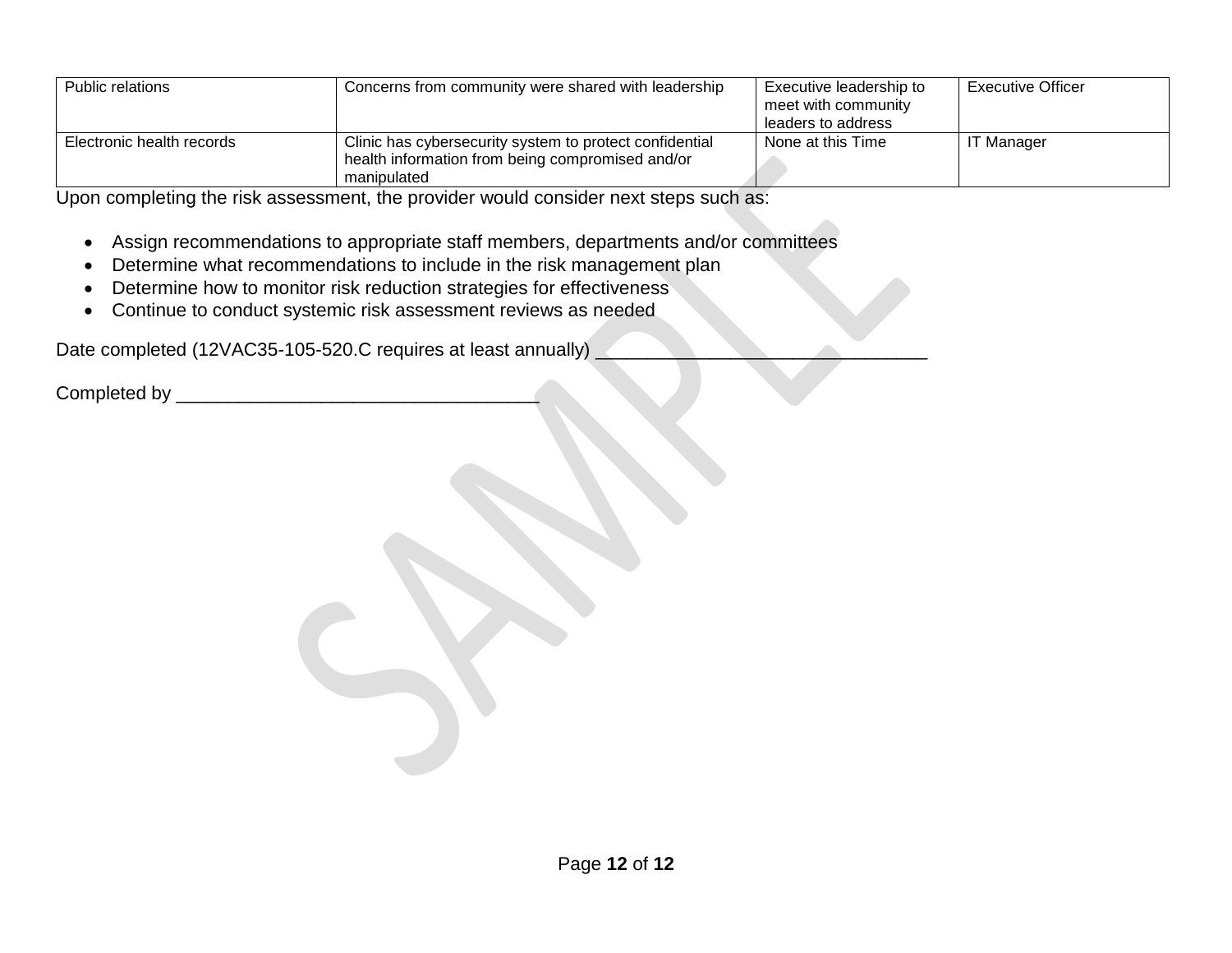| | | | |
|---|---|---|---|
| Public relations | Concerns from community were shared with leadership | Executive leadership to meet with community leaders to address | Executive Officer |
| Electronic health records | Clinic has cybersecurity system to protect confidential health information from being compromised and/or manipulated | None at this Time | IT Manager |

Upon completing the risk assessment, the provider would consider next steps such as:

- Assign recommendations to appropriate staff members, departments and/or committees
- Determine what recommendations to include in the risk management plan
- Determine how to monitor risk reduction strategies for effectiveness
- Continue to conduct systemic risk assessment reviews as needed

Date completed (12VAC35-105-520.C requires at least annually) ________________________________

Completed by __________________________________